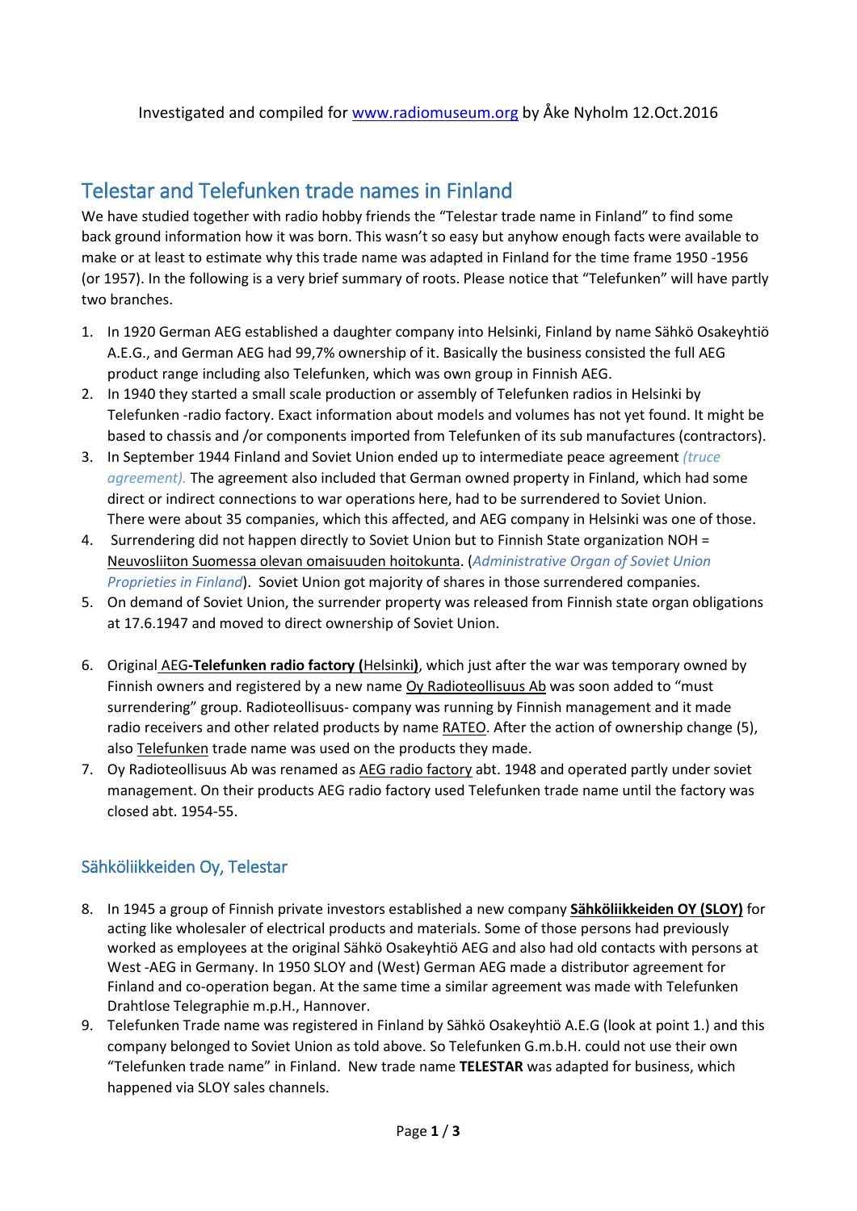Investigated and compiled for www.radiomuseum.org by Åke Nyholm 12.Oct.2016

# Telestar and Telefunken trade names in Finland

We have studied together with radio hobby friends the "Telestar trade name in Finland" to find some back ground information how it was born. This wasn't so easy but anyhow enough facts were available to make or at least to estimate why this trade name was adapted in Finland for the time frame 1950 -1956 (or 1957). In the following is a very brief summary of roots. Please notice that "Telefunken" will have partly two branches.

1. In 1920 German AEG established a daughter company into Helsinki, Finland by name Sähkö Osakeyhtiö A.E.G., and German AEG had 99,7% ownership of it. Basically the business consisted the full AEG product range including also Telefunken, which was own group in Finnish AEG.
2. In 1940 they started a small scale production or assembly of Telefunken radios in Helsinki by Telefunken -radio factory. Exact information about models and volumes has not yet found. It might be based to chassis and /or components imported from Telefunken of its sub manufactures (contractors).
3. In September 1944 Finland and Soviet Union ended up to intermediate peace agreement *(truce agreement).* The agreement also included that German owned property in Finland, which had some direct or indirect connections to war operations here, had to be surrendered to Soviet Union. There were about 35 companies, which this affected, and AEG company in Helsinki was one of those.
4. Surrendering did not happen directly to Soviet Union but to Finnish State organization NOH = Neuvosliiton Suomessa olevan omaisuuden hoitokunta. (*Administrative Organ of Soviet Union Proprieties in Finland*). Soviet Union got majority of shares in those surrendered companies.
5. On demand of Soviet Union, the surrender property was released from Finnish state organ obligations at 17.6.1947 and moved to direct ownership of Soviet Union.

6. Original AEG-**Telefunken radio factory (**Helsinki**)**, which just after the war was temporary owned by Finnish owners and registered by a new name Oy Radioteollisuus Ab was soon added to "must surrendering" group. Radioteollisuus- company was running by Finnish management and it made radio receivers and other related products by name RATEO. After the action of ownership change (5), also Telefunken trade name was used on the products they made.
7. Oy Radioteollisuus Ab was renamed as AEG radio factory abt. 1948 and operated partly under soviet management. On their products AEG radio factory used Telefunken trade name until the factory was closed abt. 1954-55.

## Sähköliikkeiden Oy, Telestar

8. In 1945 a group of Finnish private investors established a new company **Sähköliikkeiden OY (SLOY)** for acting like wholesaler of electrical products and materials. Some of those persons had previously worked as employees at the original Sähkö Osakeyhtiö AEG and also had old contacts with persons at West -AEG in Germany. In 1950 SLOY and (West) German AEG made a distributor agreement for Finland and co-operation began. At the same time a similar agreement was made with Telefunken Drahtlose Telegraphie m.p.H., Hannover.
9. Telefunken Trade name was registered in Finland by Sähkö Osakeyhtiö A.E.G (look at point 1.) and this company belonged to Soviet Union as told above. So Telefunken G.m.b.H. could not use their own "Telefunken trade name" in Finland. New trade name **TELESTAR** was adapted for business, which happened via SLOY sales channels.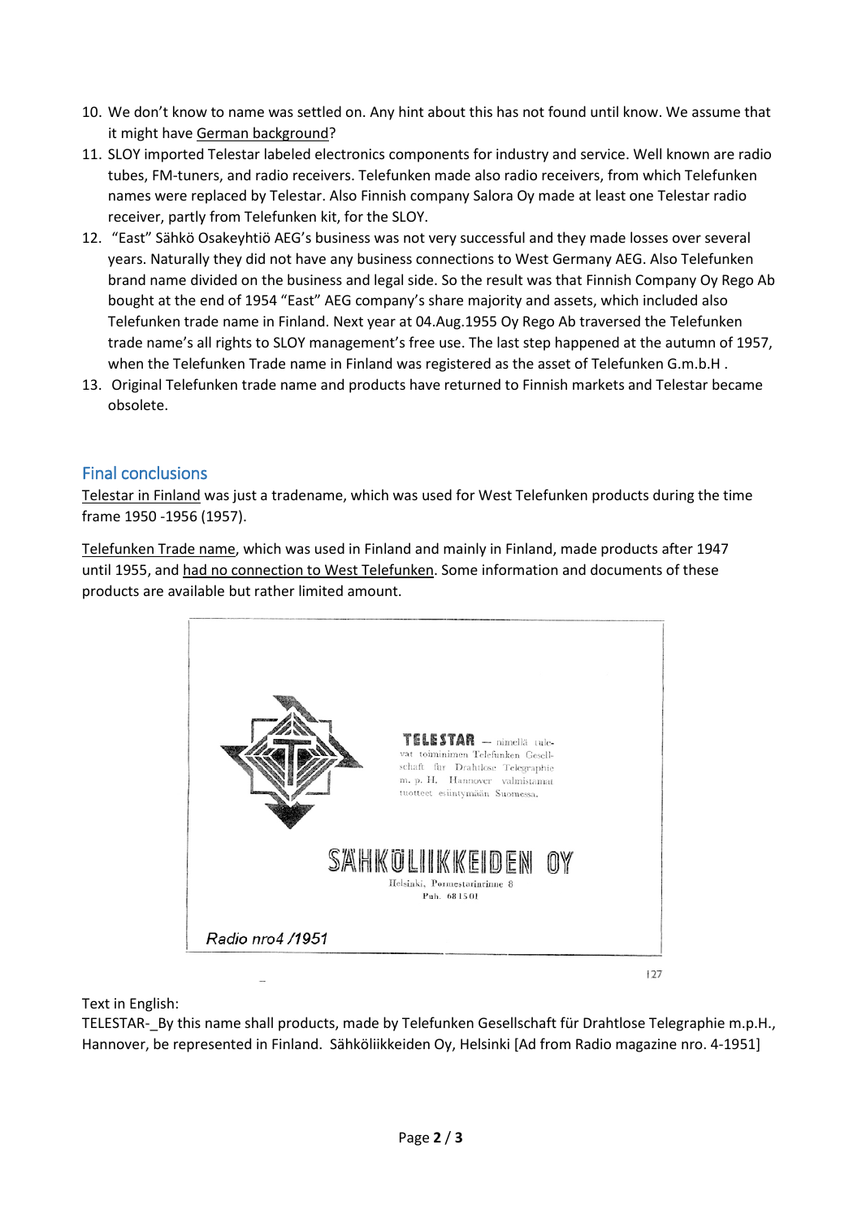10. We don't know to name was settled on. Any hint about this has not found until know. We assume that it might have German background?
11. SLOY imported Telestar labeled electronics components for industry and service. Well known are radio tubes, FM-tuners, and radio receivers. Telefunken made also radio receivers, from which Telefunken names were replaced by Telestar. Also Finnish company Salora Oy made at least one Telestar radio receiver, partly from Telefunken kit, for the SLOY.
12. "East" Sähkö Osakeyhtiö AEG's business was not very successful and they made losses over several years. Naturally they did not have any business connections to West Germany AEG. Also Telefunken brand name divided on the business and legal side. So the result was that Finnish Company Oy Rego Ab bought at the end of 1954 "East" AEG company's share majority and assets, which included also Telefunken trade name in Finland. Next year at 04.Aug.1955 Oy Rego Ab traversed the Telefunken trade name's all rights to SLOY management's free use. The last step happened at the autumn of 1957, when the Telefunken Trade name in Finland was registered as the asset of Telefunken G.m.b.H .
13. Original Telefunken trade name and products have returned to Finnish markets and Telestar became obsolete.

## Final conclusions

Telestar in Finland was just a tradename, which was used for West Telefunken products during the time frame 1950 -1956 (1957).

Telefunken Trade name, which was used in Finland and mainly in Finland, made products after 1947 until 1955, and had no connection to West Telefunken. Some information and documents of these products are available but rather limited amount.

**TELESTAR** — nimellä tulevat toiminimen Telefunken Gesellschaft für Drahtlose Telegraphie m. p. H. Hannover valmistamat tuotteet esiintymään Suomessa.

SÄHKÖLIIKKEIDEN OY
Helsinki, Pormestarinrinne 8
Puh. 68 15 01

*Radio nro4 /1951*

Text in English:
TELESTAR-_By this name shall products, made by Telefunken Gesellschaft für Drahtlose Telegraphie m.p.H., Hannover, be represented in Finland. Sähköliikkeiden Oy, Helsinki [Ad from Radio magazine nro. 4-1951]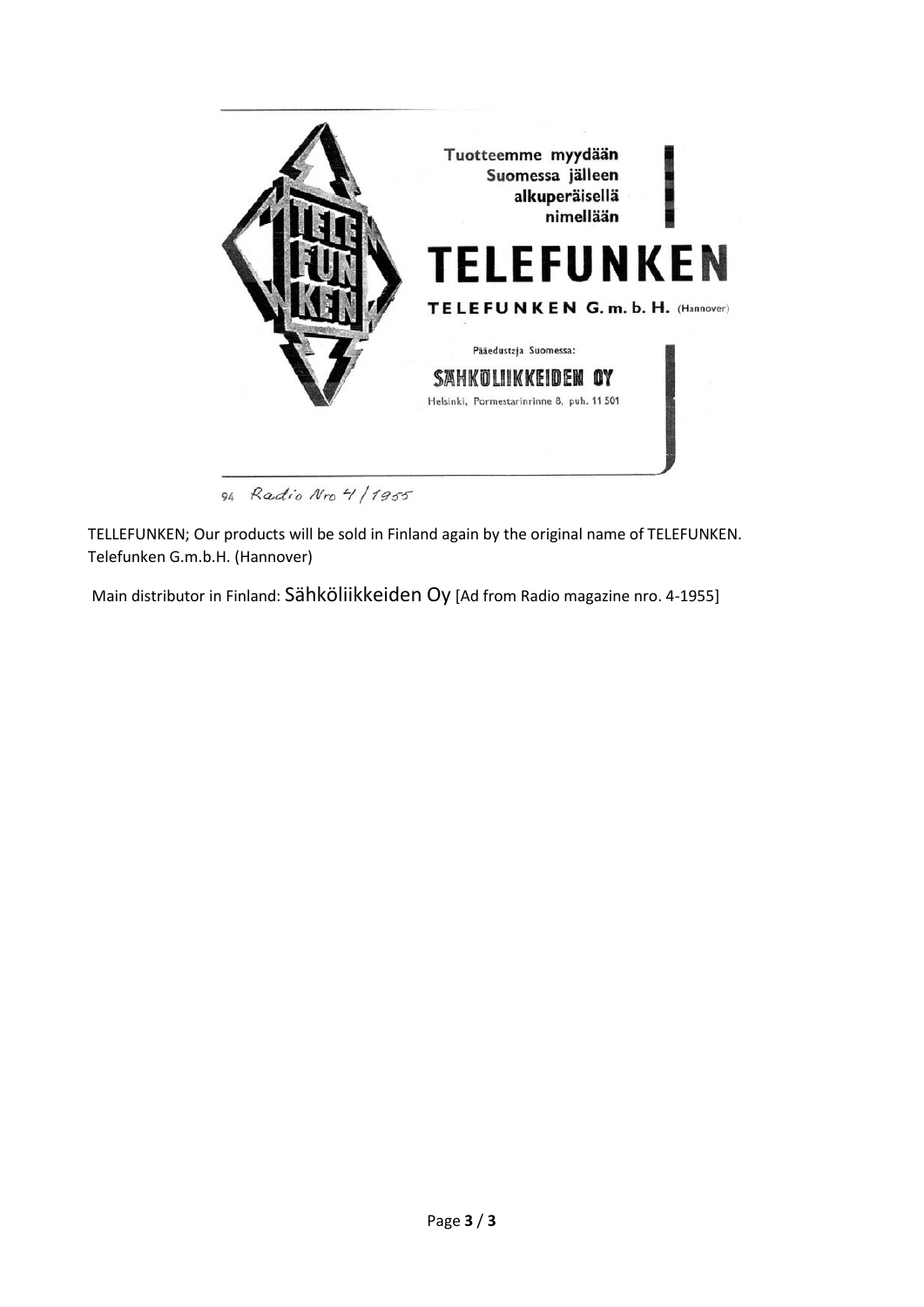Tuotteemme myydään
Suomessa jälleen
alkuperäisellä
nimellään

# TELEFUNKEN

TELEFUNKEN G. m. b. H. (Hannover)

Pääedustaja Suomessa:

SÄHKÖLIIKKEIDEN OY

Helsinki, Pormestarinrinne 8, puh. 11 501

94 Radio Nro 4 / 1955

TELLEFUNKEN; Our products will be sold in Finland again by the original name of TELEFUNKEN. Telefunken G.m.b.H. (Hannover)

Main distributor in Finland: Sähköliikkeiden Oy [Ad from Radio magazine nro. 4-1955]